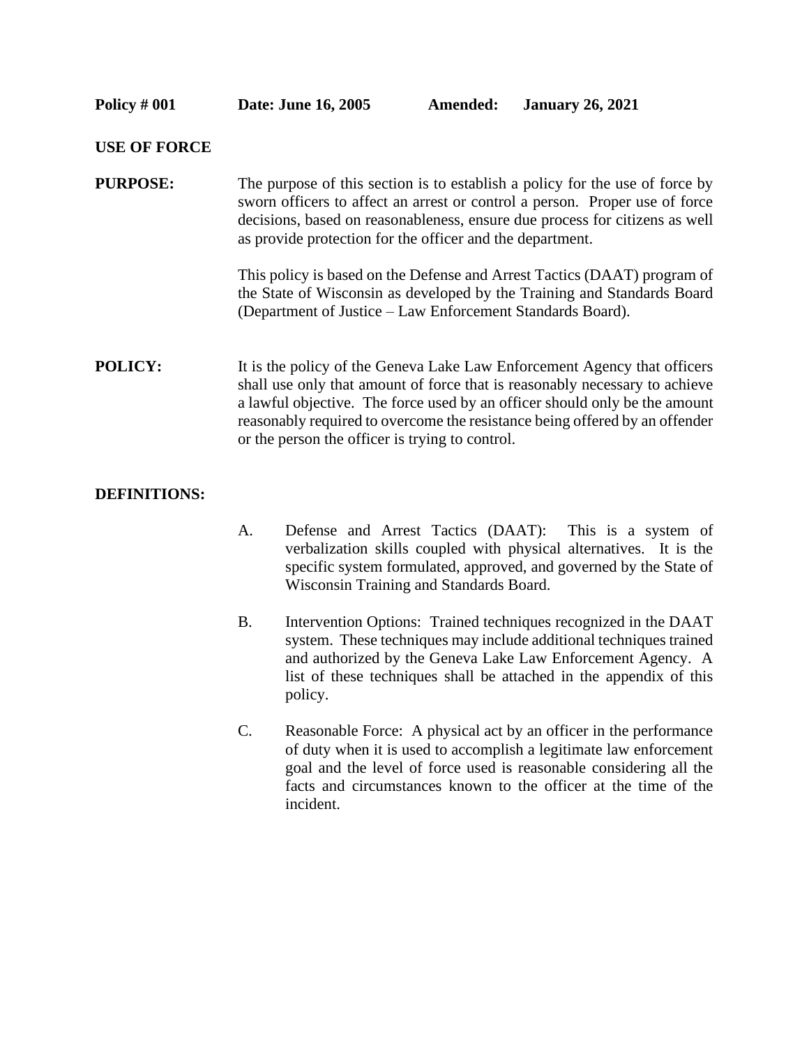**Policy # 001** **Date: June 16, 2005** **Amended: January 26, 2021**

## USE OF FORCE

**PURPOSE:** The purpose of this section is to establish a policy for the use of force by sworn officers to affect an arrest or control a person. Proper use of force decisions, based on reasonableness, ensure due process for citizens as well as provide protection for the officer and the department.

This policy is based on the Defense and Arrest Tactics (DAAT) program of the State of Wisconsin as developed by the Training and Standards Board (Department of Justice – Law Enforcement Standards Board).

**POLICY:** It is the policy of the Geneva Lake Law Enforcement Agency that officers shall use only that amount of force that is reasonably necessary to achieve a lawful objective. The force used by an officer should only be the amount reasonably required to overcome the resistance being offered by an offender or the person the officer is trying to control.

**DEFINITIONS:**

A. Defense and Arrest Tactics (DAAT): This is a system of verbalization skills coupled with physical alternatives. It is the specific system formulated, approved, and governed by the State of Wisconsin Training and Standards Board.

B. Intervention Options: Trained techniques recognized in the DAAT system. These techniques may include additional techniques trained and authorized by the Geneva Lake Law Enforcement Agency. A list of these techniques shall be attached in the appendix of this policy.

C. Reasonable Force: A physical act by an officer in the performance of duty when it is used to accomplish a legitimate law enforcement goal and the level of force used is reasonable considering all the facts and circumstances known to the officer at the time of the incident.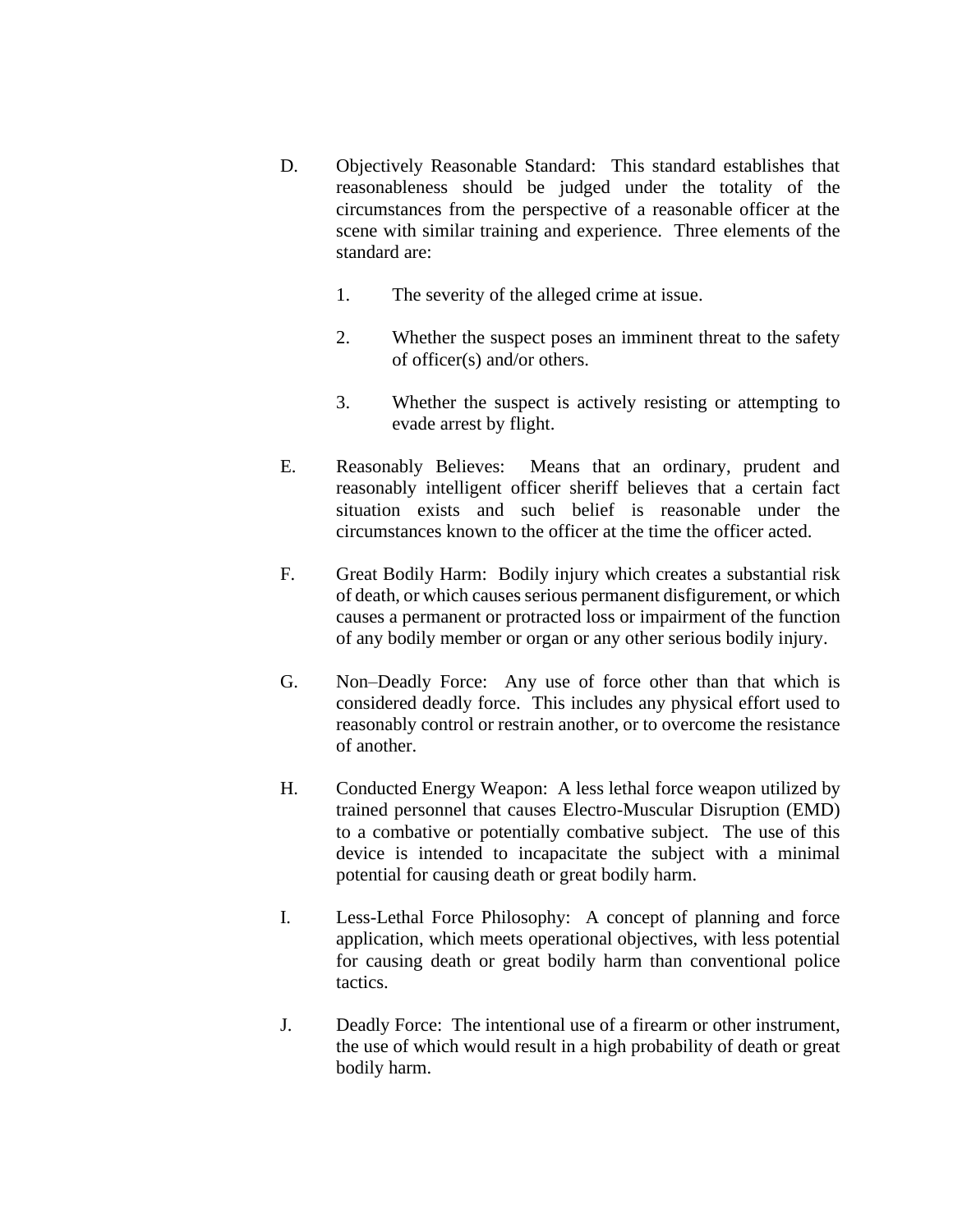D. Objectively Reasonable Standard: This standard establishes that reasonableness should be judged under the totality of the circumstances from the perspective of a reasonable officer at the scene with similar training and experience. Three elements of the standard are:

   1. The severity of the alleged crime at issue.

   2. Whether the suspect poses an imminent threat to the safety of officer(s) and/or others.

   3. Whether the suspect is actively resisting or attempting to evade arrest by flight.

E. Reasonably Believes: Means that an ordinary, prudent and reasonably intelligent officer sheriff believes that a certain fact situation exists and such belief is reasonable under the circumstances known to the officer at the time the officer acted.

F. Great Bodily Harm: Bodily injury which creates a substantial risk of death, or which causes serious permanent disfigurement, or which causes a permanent or protracted loss or impairment of the function of any bodily member or organ or any other serious bodily injury.

G. Non–Deadly Force: Any use of force other than that which is considered deadly force. This includes any physical effort used to reasonably control or restrain another, or to overcome the resistance of another.

H. Conducted Energy Weapon: A less lethal force weapon utilized by trained personnel that causes Electro-Muscular Disruption (EMD) to a combative or potentially combative subject. The use of this device is intended to incapacitate the subject with a minimal potential for causing death or great bodily harm.

I. Less-Lethal Force Philosophy: A concept of planning and force application, which meets operational objectives, with less potential for causing death or great bodily harm than conventional police tactics.

J. Deadly Force: The intentional use of a firearm or other instrument, the use of which would result in a high probability of death or great bodily harm.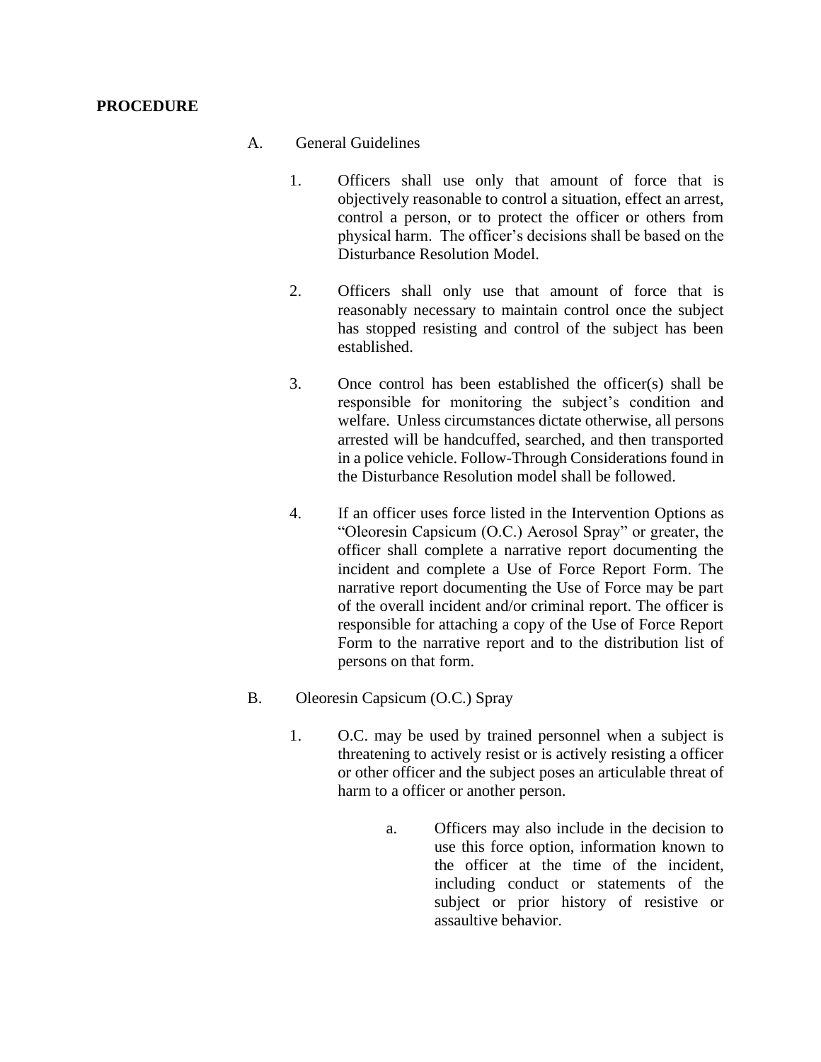**PROCEDURE**

A. General Guidelines

1. Officers shall use only that amount of force that is objectively reasonable to control a situation, effect an arrest, control a person, or to protect the officer or others from physical harm. The officer's decisions shall be based on the Disturbance Resolution Model.

2. Officers shall only use that amount of force that is reasonably necessary to maintain control once the subject has stopped resisting and control of the subject has been established.

3. Once control has been established the officer(s) shall be responsible for monitoring the subject's condition and welfare. Unless circumstances dictate otherwise, all persons arrested will be handcuffed, searched, and then transported in a police vehicle. Follow-Through Considerations found in the Disturbance Resolution model shall be followed.

4. If an officer uses force listed in the Intervention Options as "Oleoresin Capsicum (O.C.) Aerosol Spray" or greater, the officer shall complete a narrative report documenting the incident and complete a Use of Force Report Form. The narrative report documenting the Use of Force may be part of the overall incident and/or criminal report. The officer is responsible for attaching a copy of the Use of Force Report Form to the narrative report and to the distribution list of persons on that form.

B. Oleoresin Capsicum (O.C.) Spray

1. O.C. may be used by trained personnel when a subject is threatening to actively resist or is actively resisting a officer or other officer and the subject poses an articulable threat of harm to a officer or another person.

   a. Officers may also include in the decision to use this force option, information known to the officer at the time of the incident, including conduct or statements of the subject or prior history of resistive or assaultive behavior.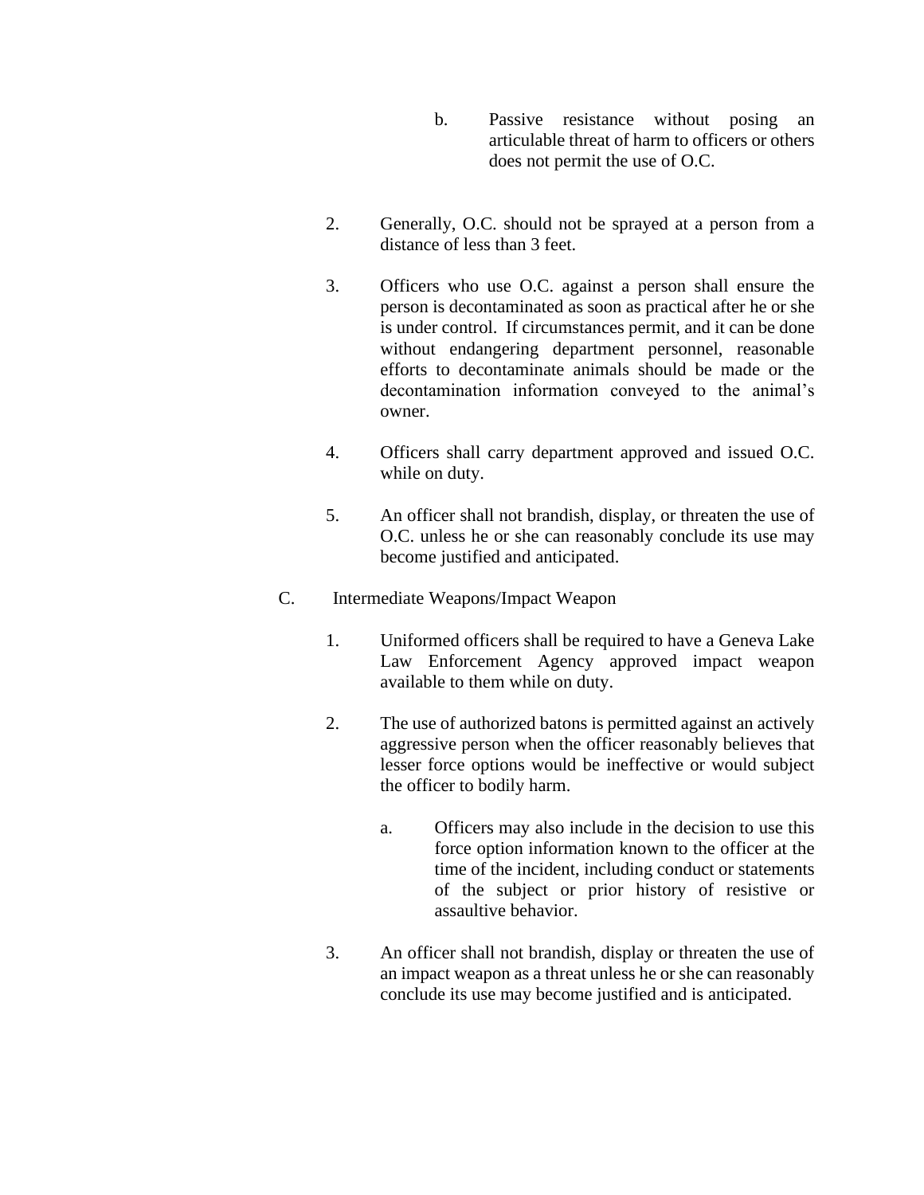b. Passive resistance without posing an articulable threat of harm to officers or others does not permit the use of O.C.

2. Generally, O.C. should not be sprayed at a person from a distance of less than 3 feet.

3. Officers who use O.C. against a person shall ensure the person is decontaminated as soon as practical after he or she is under control. If circumstances permit, and it can be done without endangering department personnel, reasonable efforts to decontaminate animals should be made or the decontamination information conveyed to the animal's owner.

4. Officers shall carry department approved and issued O.C. while on duty.

5. An officer shall not brandish, display, or threaten the use of O.C. unless he or she can reasonably conclude its use may become justified and anticipated.

C. Intermediate Weapons/Impact Weapon

1. Uniformed officers shall be required to have a Geneva Lake Law Enforcement Agency approved impact weapon available to them while on duty.

2. The use of authorized batons is permitted against an actively aggressive person when the officer reasonably believes that lesser force options would be ineffective or would subject the officer to bodily harm.

   a. Officers may also include in the decision to use this force option information known to the officer at the time of the incident, including conduct or statements of the subject or prior history of resistive or assaultive behavior.

3. An officer shall not brandish, display or threaten the use of an impact weapon as a threat unless he or she can reasonably conclude its use may become justified and is anticipated.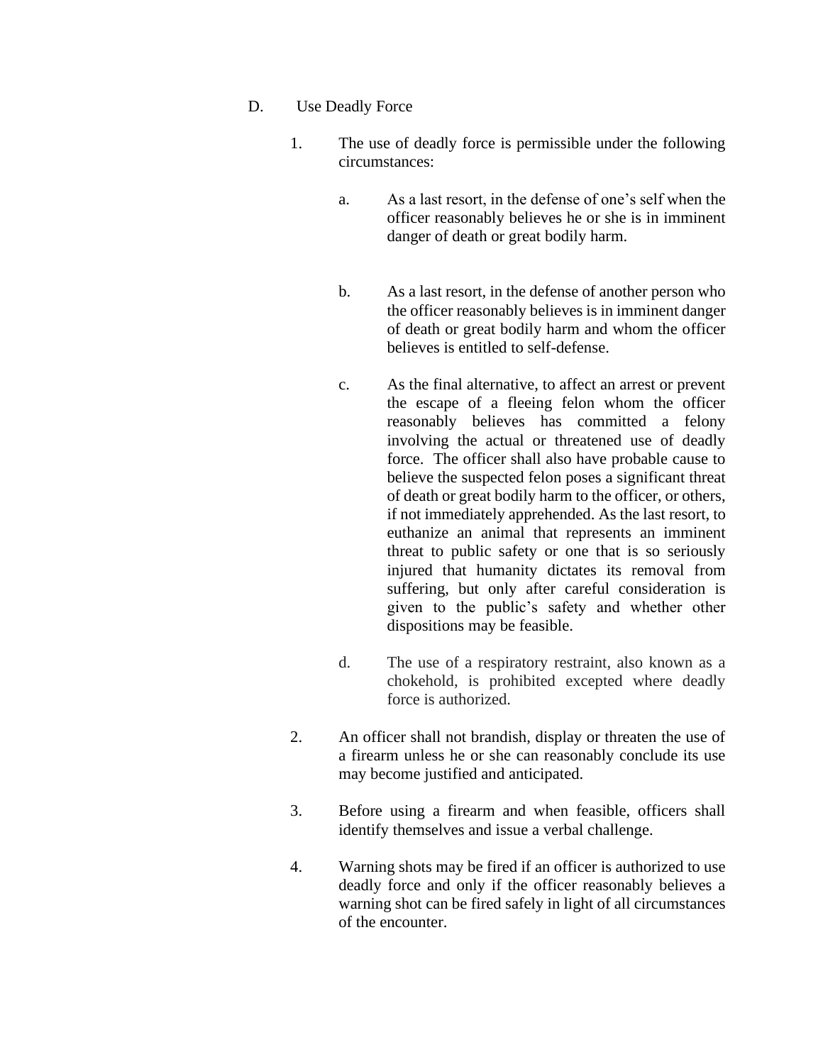D. Use Deadly Force

1. The use of deadly force is permissible under the following circumstances:

   a. As a last resort, in the defense of one's self when the officer reasonably believes he or she is in imminent danger of death or great bodily harm.

   b. As a last resort, in the defense of another person who the officer reasonably believes is in imminent danger of death or great bodily harm and whom the officer believes is entitled to self-defense.

   c. As the final alternative, to affect an arrest or prevent the escape of a fleeing felon whom the officer reasonably believes has committed a felony involving the actual or threatened use of deadly force. The officer shall also have probable cause to believe the suspected felon poses a significant threat of death or great bodily harm to the officer, or others, if not immediately apprehended. As the last resort, to euthanize an animal that represents an imminent threat to public safety or one that is so seriously injured that humanity dictates its removal from suffering, but only after careful consideration is given to the public's safety and whether other dispositions may be feasible.

   d. The use of a respiratory restraint, also known as a chokehold, is prohibited excepted where deadly force is authorized.

2. An officer shall not brandish, display or threaten the use of a firearm unless he or she can reasonably conclude its use may become justified and anticipated.

3. Before using a firearm and when feasible, officers shall identify themselves and issue a verbal challenge.

4. Warning shots may be fired if an officer is authorized to use deadly force and only if the officer reasonably believes a warning shot can be fired safely in light of all circumstances of the encounter.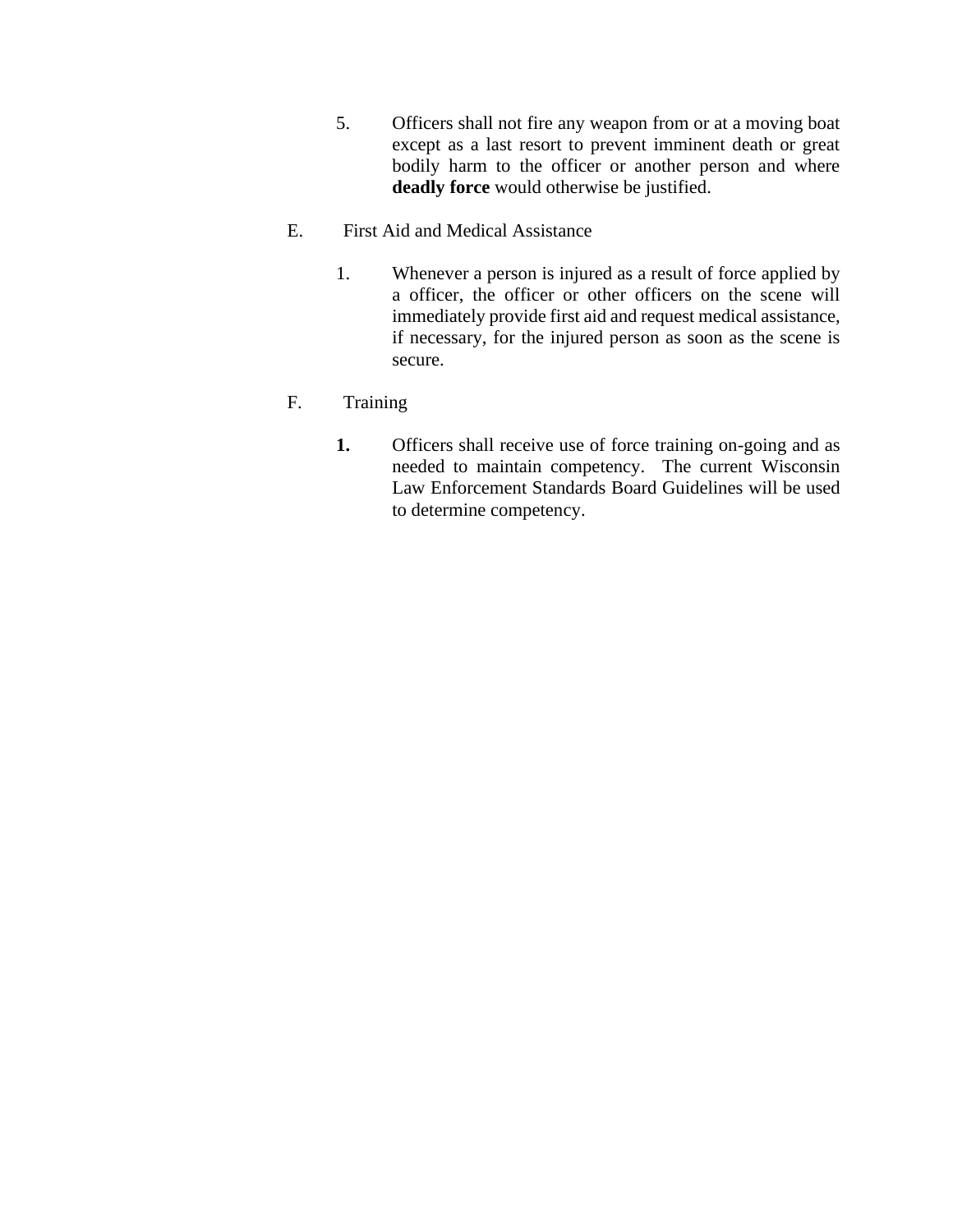5. Officers shall not fire any weapon from or at a moving boat except as a last resort to prevent imminent death or great bodily harm to the officer or another person and where **deadly force** would otherwise be justified.

E. First Aid and Medical Assistance

1. Whenever a person is injured as a result of force applied by a officer, the officer or other officers on the scene will immediately provide first aid and request medical assistance, if necessary, for the injured person as soon as the scene is secure.

F. Training

**1.** Officers shall receive use of force training on-going and as needed to maintain competency. The current Wisconsin Law Enforcement Standards Board Guidelines will be used to determine competency.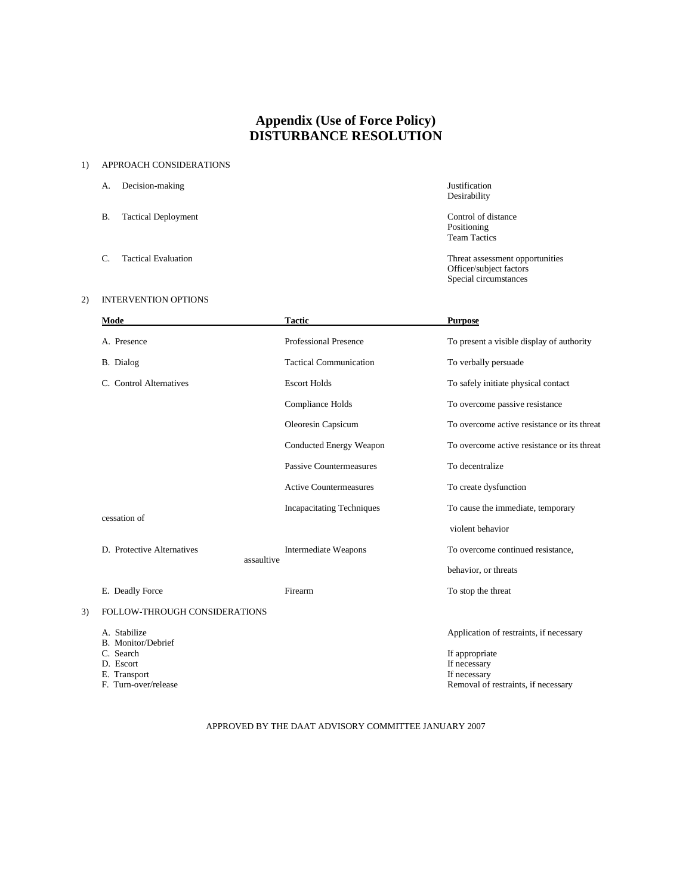# Appendix (Use of Force Policy)
# DISTURBANCE RESOLUTION

1) APPROACH CONSIDERATIONS

| | |
|---|---|
| A. Decision-making | Justification<br>Desirability |
| B. Tactical Deployment | Control of distance<br>Positioning<br>Team Tactics |
| C. Tactical Evaluation | Threat assessment opportunities<br>Officer/subject factors<br>Special circumstances |

2) INTERVENTION OPTIONS

| Mode | Tactic | Purpose |
|---|---|---|
| A. Presence | Professional Presence | To present a visible display of authority |
| B. Dialog | Tactical Communication | To verbally persuade |
| C. Control Alternatives | Escort Holds | To safely initiate physical contact |
| | Compliance Holds | To overcome passive resistance |
| | Oleoresin Capsicum | To overcome active resistance or its threat |
| | Conducted Energy Weapon | To overcome active resistance or its threat |
| | Passive Countermeasures | To decentralize |
| | Active Countermeasures | To create dysfunction |
| | Incapacitating Techniques | To cause the immediate, temporary cessation of violent behavior |
| D. Protective Alternatives | Intermediate Weapons | To overcome continued resistance, assaultive behavior, or threats |
| E. Deadly Force | Firearm | To stop the threat |

3) FOLLOW-THROUGH CONSIDERATIONS

| | |
|---|---|
| A. Stabilize | Application of restraints, if necessary |
| B. Monitor/Debrief | |
| C. Search | If appropriate |
| D. Escort | If necessary |
| E. Transport | If necessary |
| F. Turn-over/release | Removal of restraints, if necessary |

APPROVED BY THE DAAT ADVISORY COMMITTEE JANUARY 2007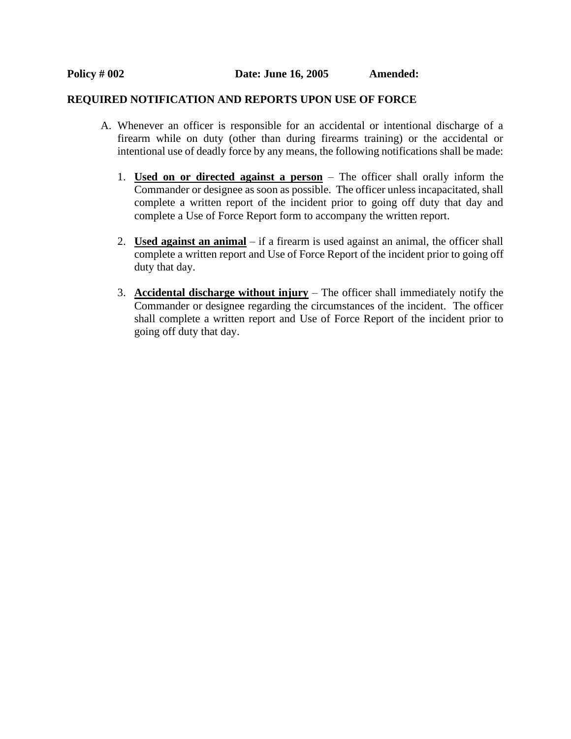**Policy # 002** **Date: June 16, 2005** **Amended:**

**REQUIRED NOTIFICATION AND REPORTS UPON USE OF FORCE**

A. Whenever an officer is responsible for an accidental or intentional discharge of a firearm while on duty (other than during firearms training) or the accidental or intentional use of deadly force by any means, the following notifications shall be made:

1. **Used on or directed against a person** – The officer shall orally inform the Commander or designee as soon as possible. The officer unless incapacitated, shall complete a written report of the incident prior to going off duty that day and complete a Use of Force Report form to accompany the written report.

2. **Used against an animal** – if a firearm is used against an animal, the officer shall complete a written report and Use of Force Report of the incident prior to going off duty that day.

3. **Accidental discharge without injury** – The officer shall immediately notify the Commander or designee regarding the circumstances of the incident. The officer shall complete a written report and Use of Force Report of the incident prior to going off duty that day.